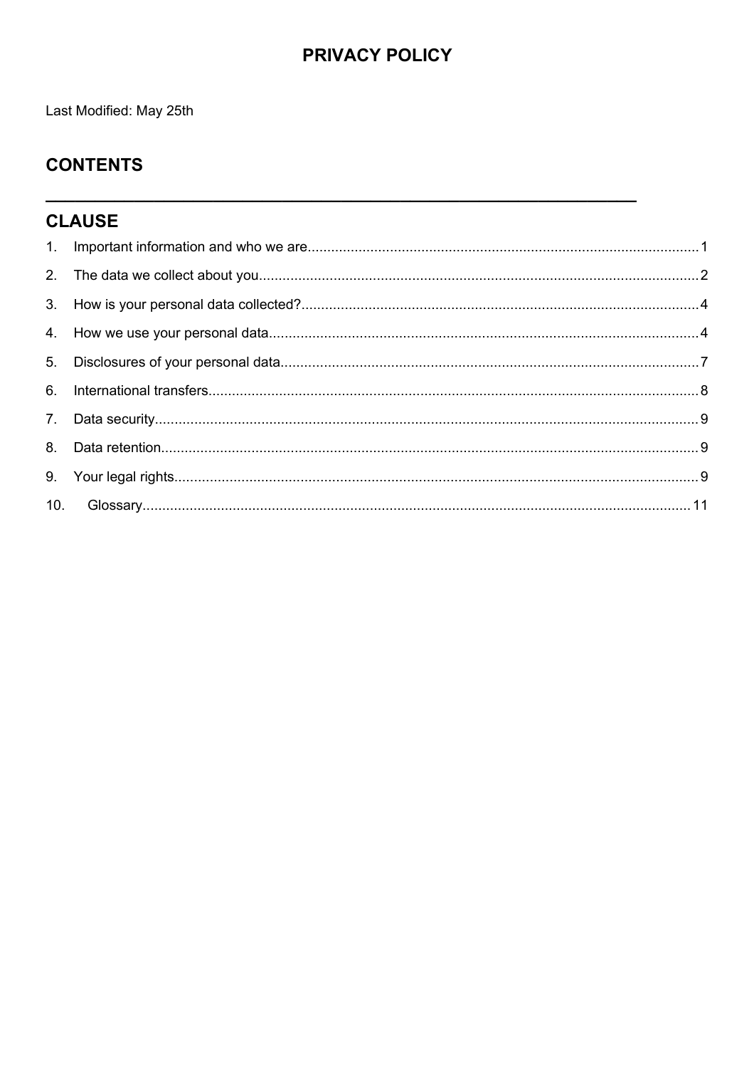# PRIVACY POLICY

Last Modified: May 25th

## CONTENTS

---

## CLAUSE

1. Important information and who we are....................1
2. The data we collect about you....................2
3. How is your personal data collected?....................4
4. How we use your personal data....................4
5. Disclosures of your personal data....................7
6. International transfers....................8
7. Data security....................9
8. Data retention....................9
9. Your legal rights....................9
10. Glossary....................11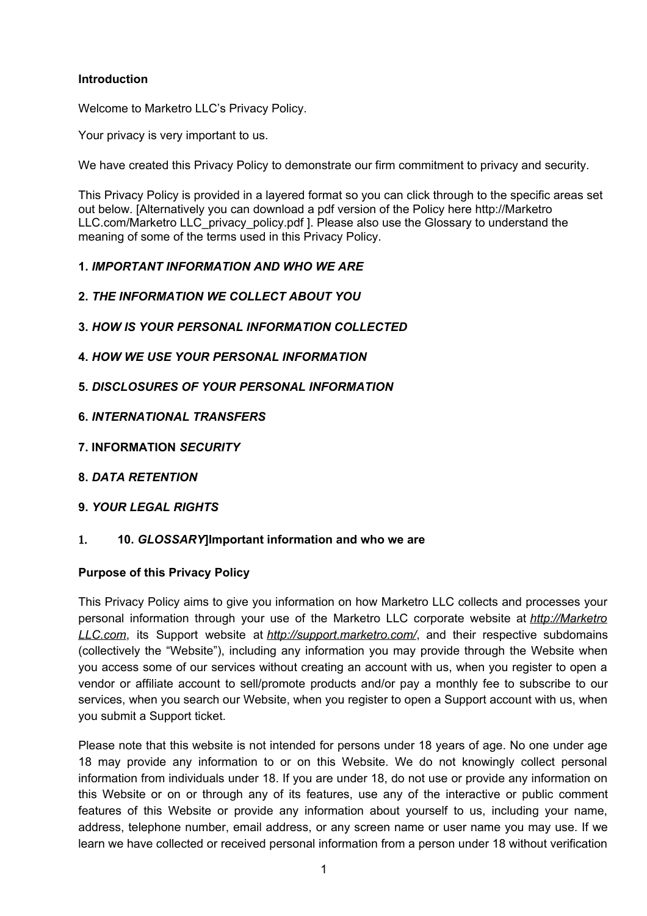**Introduction**

Welcome to Marketro LLC's Privacy Policy.

Your privacy is very important to us.

We have created this Privacy Policy to demonstrate our firm commitment to privacy and security.

This Privacy Policy is provided in a layered format so you can click through to the specific areas set out below. [Alternatively you can download a pdf version of the Policy here http://Marketro LLC.com/Marketro LLC_privacy_policy.pdf ]. Please also use the Glossary to understand the meaning of some of the terms used in this Privacy Policy.

**1.** ***IMPORTANT INFORMATION AND WHO WE ARE***

**2.** ***THE INFORMATION WE COLLECT ABOUT YOU***

**3.** ***HOW IS YOUR PERSONAL INFORMATION COLLECTED***

**4.** ***HOW WE USE YOUR PERSONAL INFORMATION***

**5.** ***DISCLOSURES OF YOUR PERSONAL INFORMATION***

**6.** ***INTERNATIONAL TRANSFERS***

**7. INFORMATION** ***SECURITY***

**8.** ***DATA RETENTION***

**9.** ***YOUR LEGAL RIGHTS***

1. **10.** ***GLOSSARY*****]Important information and who we are**

**Purpose of this Privacy Policy**

This Privacy Policy aims to give you information on how Marketro LLC collects and processes your personal information through your use of the Marketro LLC corporate website at ***http://Marketro LLC.com***, its Support website at ***http://support.marketro.com/***, and their respective subdomains (collectively the "Website"), including any information you may provide through the Website when you access some of our services without creating an account with us, when you register to open a vendor or affiliate account to sell/promote products and/or pay a monthly fee to subscribe to our services, when you search our Website, when you register to open a Support account with us, when you submit a Support ticket.

Please note that this website is not intended for persons under 18 years of age. No one under age 18 may provide any information to or on this Website. We do not knowingly collect personal information from individuals under 18. If you are under 18, do not use or provide any information on this Website or on or through any of its features, use any of the interactive or public comment features of this Website or provide any information about yourself to us, including your name, address, telephone number, email address, or any screen name or user name you may use. If we learn we have collected or received personal information from a person under 18 without verification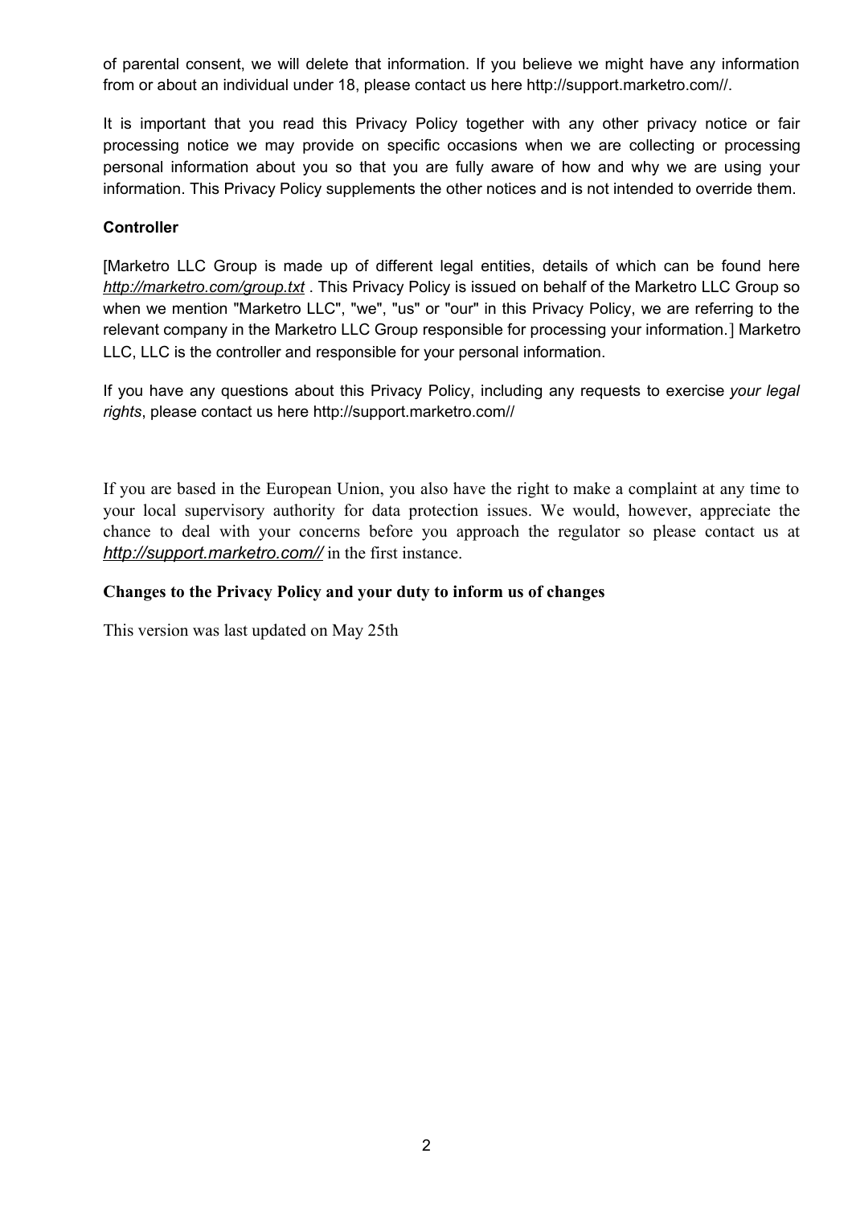of parental consent, we will delete that information. If you believe we might have any information from or about an individual under 18, please contact us here http://support.marketro.com//.

It is important that you read this Privacy Policy together with any other privacy notice or fair processing notice we may provide on specific occasions when we are collecting or processing personal information about you so that you are fully aware of how and why we are using your information. This Privacy Policy supplements the other notices and is not intended to override them.

**Controller**

[Marketro LLC Group is made up of different legal entities, details of which can be found here *http://marketro.com/group.txt* . This Privacy Policy is issued on behalf of the Marketro LLC Group so when we mention "Marketro LLC", "we", "us" or "our" in this Privacy Policy, we are referring to the relevant company in the Marketro LLC Group responsible for processing your information.] Marketro LLC, LLC is the controller and responsible for your personal information.

If you have any questions about this Privacy Policy, including any requests to exercise *your legal rights*, please contact us here http://support.marketro.com//

If you are based in the European Union, you also have the right to make a complaint at any time to your local supervisory authority for data protection issues. We would, however, appreciate the chance to deal with your concerns before you approach the regulator so please contact us at *http://support.marketro.com//* in the first instance.

**Changes to the Privacy Policy and your duty to inform us of changes**

This version was last updated on May 25th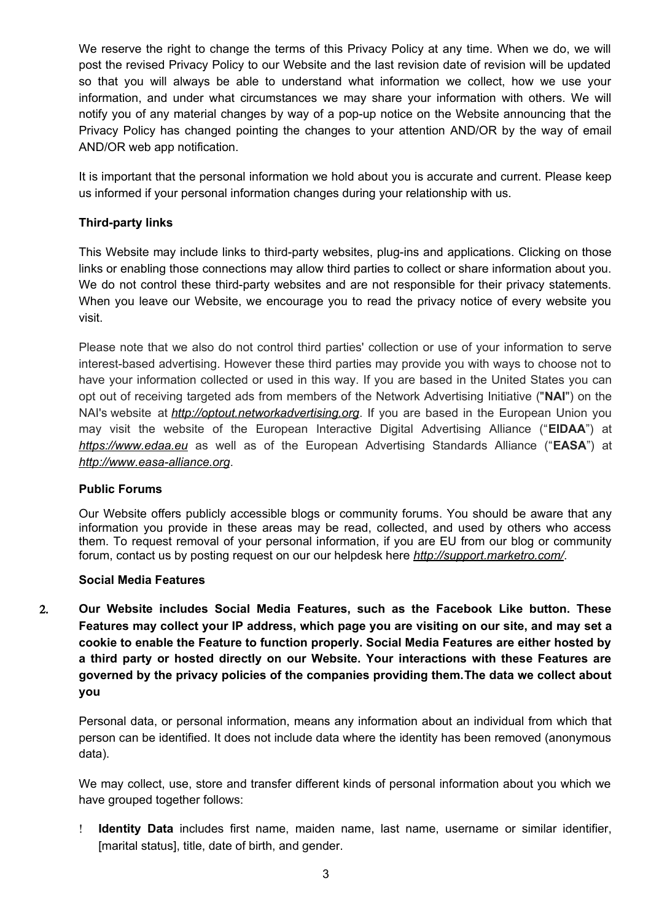We reserve the right to change the terms of this Privacy Policy at any time. When we do, we will post the revised Privacy Policy to our Website and the last revision date of revision will be updated so that you will always be able to understand what information we collect, how we use your information, and under what circumstances we may share your information with others. We will notify you of any material changes by way of a pop-up notice on the Website announcing that the Privacy Policy has changed pointing the changes to your attention AND/OR by the way of email AND/OR web app notification.

It is important that the personal information we hold about you is accurate and current. Please keep us informed if your personal information changes during your relationship with us.

**Third-party links**

This Website may include links to third-party websites, plug-ins and applications. Clicking on those links or enabling those connections may allow third parties to collect or share information about you. We do not control these third-party websites and are not responsible for their privacy statements. When you leave our Website, we encourage you to read the privacy notice of every website you visit.

Please note that we also do not control third parties' collection or use of your information to serve interest-based advertising. However these third parties may provide you with ways to choose not to have your information collected or used in this way. If you are based in the United States you can opt out of receiving targeted ads from members of the Network Advertising Initiative ("**NAI**") on the NAI's website at ***http://optout.networkadvertising.org***. If you are based in the European Union you may visit the website of the European Interactive Digital Advertising Alliance ("**EIDAA**") at ***https://www.edaa.eu*** as well as of the European Advertising Standards Alliance ("**EASA**") at ***http://www.easa-alliance.org***.

**Public Forums**

Our Website offers publicly accessible blogs or community forums. You should be aware that any information you provide in these areas may be read, collected, and used by others who access them. To request removal of your personal information, if you are EU from our blog or community forum, contact us by posting request on our our helpdesk here ***http://support.marketro.com/***.

**Social Media Features**

2. **Our Website includes Social Media Features, such as the Facebook Like button. These Features may collect your IP address, which page you are visiting on our site, and may set a cookie to enable the Feature to function properly. Social Media Features are either hosted by a third party or hosted directly on our Website. Your interactions with these Features are governed by the privacy policies of the companies providing them.The data we collect about you**

Personal data, or personal information, means any information about an individual from which that person can be identified. It does not include data where the identity has been removed (anonymous data).

We may collect, use, store and transfer different kinds of personal information about you which we have grouped together follows:

- **Identity Data** includes first name, maiden name, last name, username or similar identifier, [marital status], title, date of birth, and gender.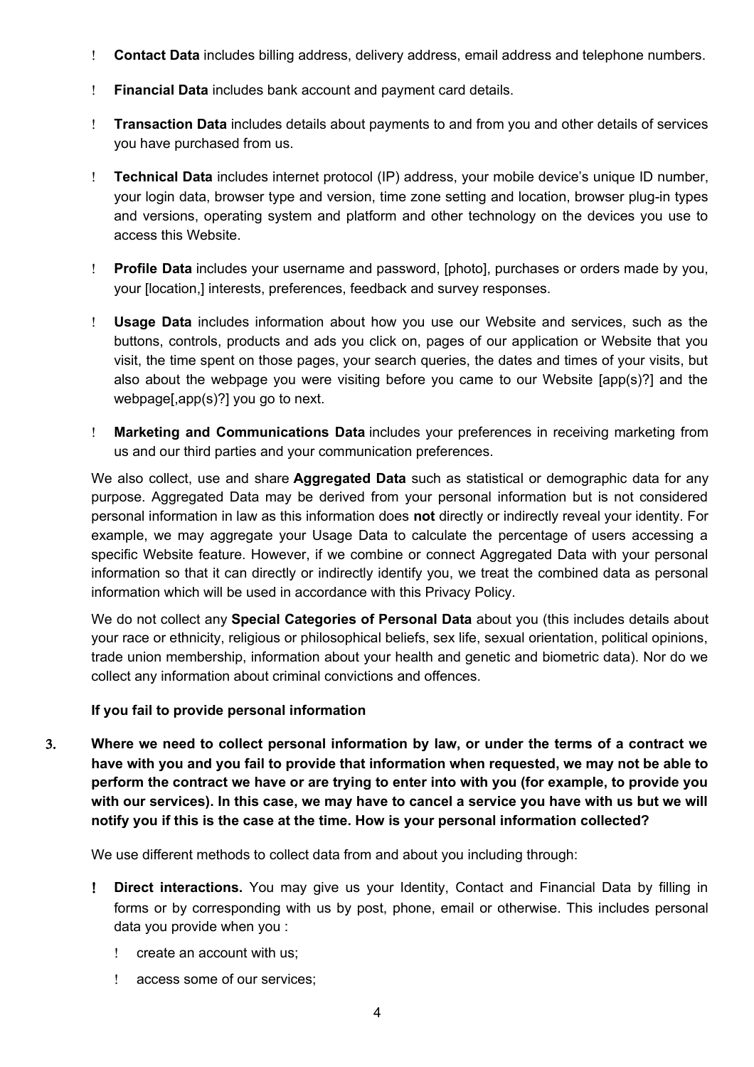- **Contact Data** includes billing address, delivery address, email address and telephone numbers.
- **Financial Data** includes bank account and payment card details.
- **Transaction Data** includes details about payments to and from you and other details of services you have purchased from us.
- **Technical Data** includes internet protocol (IP) address, your mobile device's unique ID number, your login data, browser type and version, time zone setting and location, browser plug-in types and versions, operating system and platform and other technology on the devices you use to access this Website.
- **Profile Data** includes your username and password, [photo], purchases or orders made by you, your [location,] interests, preferences, feedback and survey responses.
- **Usage Data** includes information about how you use our Website and services, such as the buttons, controls, products and ads you click on, pages of our application or Website that you visit, the time spent on those pages, your search queries, the dates and times of your visits, but also about the webpage you were visiting before you came to our Website [app(s)?] and the webpage[,app(s)?] you go to next.
- **Marketing and Communications Data** includes your preferences in receiving marketing from us and our third parties and your communication preferences.

We also collect, use and share **Aggregated Data** such as statistical or demographic data for any purpose. Aggregated Data may be derived from your personal information but is not considered personal information in law as this information does **not** directly or indirectly reveal your identity. For example, we may aggregate your Usage Data to calculate the percentage of users accessing a specific Website feature. However, if we combine or connect Aggregated Data with your personal information so that it can directly or indirectly identify you, we treat the combined data as personal information which will be used in accordance with this Privacy Policy.

We do not collect any **Special Categories of Personal Data** about you (this includes details about your race or ethnicity, religious or philosophical beliefs, sex life, sexual orientation, political opinions, trade union membership, information about your health and genetic and biometric data). Nor do we collect any information about criminal convictions and offences.

**If you fail to provide personal information**

3. **Where we need to collect personal information by law, or under the terms of a contract we have with you and you fail to provide that information when requested, we may not be able to perform the contract we have or are trying to enter into with you (for example, to provide you with our services). In this case, we may have to cancel a service you have with us but we will notify you if this is the case at the time. How is your personal information collected?**

We use different methods to collect data from and about you including through:

- **Direct interactions.** You may give us your Identity, Contact and Financial Data by filling in forms or by corresponding with us by post, phone, email or otherwise. This includes personal data you provide when you :
  - create an account with us;
  - access some of our services;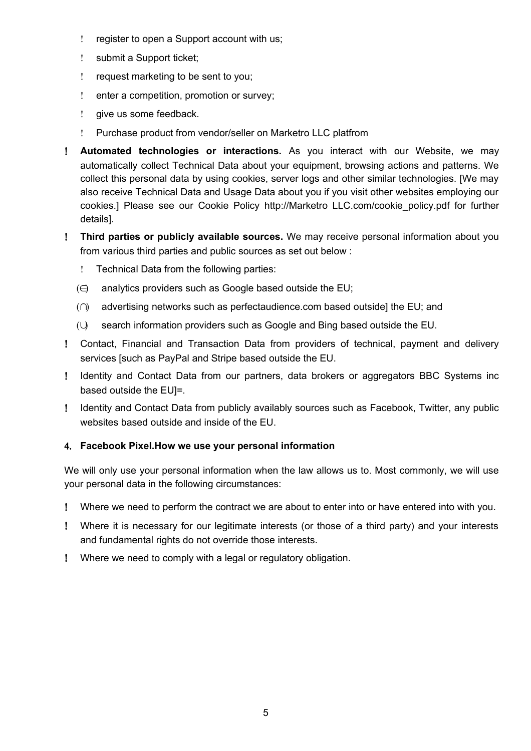- register to open a Support account with us;
- submit a Support ticket;
- request marketing to be sent to you;
- enter a competition, promotion or survey;
- give us some feedback.
- Purchase product from vendor/seller on Marketro LLC platfrom

- **Automated technologies or interactions.** As you interact with our Website, we may automatically collect Technical Data about your equipment, browsing actions and patterns. We collect this personal data by using cookies, server logs and other similar technologies. [We may also receive Technical Data and Usage Data about you if you visit other websites employing our cookies.] Please see our Cookie Policy http://Marketro LLC.com/cookie_policy.pdf for further details].
- **Third parties or publicly available sources.** We may receive personal information about you from various third parties and public sources as set out below :
  - Technical Data from the following parties:

    (a) analytics providers such as Google based outside the EU;

    (b) advertising networks such as perfectaudience.com based outside] the EU; and

    (c) search information providers such as Google and Bing based outside the EU.
- Contact, Financial and Transaction Data from providers of technical, payment and delivery services [such as PayPal and Stripe based outside the EU.
- Identity and Contact Data from our partners, data brokers or aggregators BBC Systems inc based outside the EU]=.
- Identity and Contact Data from publicly availably sources such as Facebook, Twitter, any public websites based outside and inside of the EU.

4. **Facebook Pixel.How we use your personal information**

We will only use your personal information when the law allows us to. Most commonly, we will use your personal data in the following circumstances:

- Where we need to perform the contract we are about to enter into or have entered into with you.
- Where it is necessary for our legitimate interests (or those of a third party) and your interests and fundamental rights do not override those interests.
- Where we need to comply with a legal or regulatory obligation.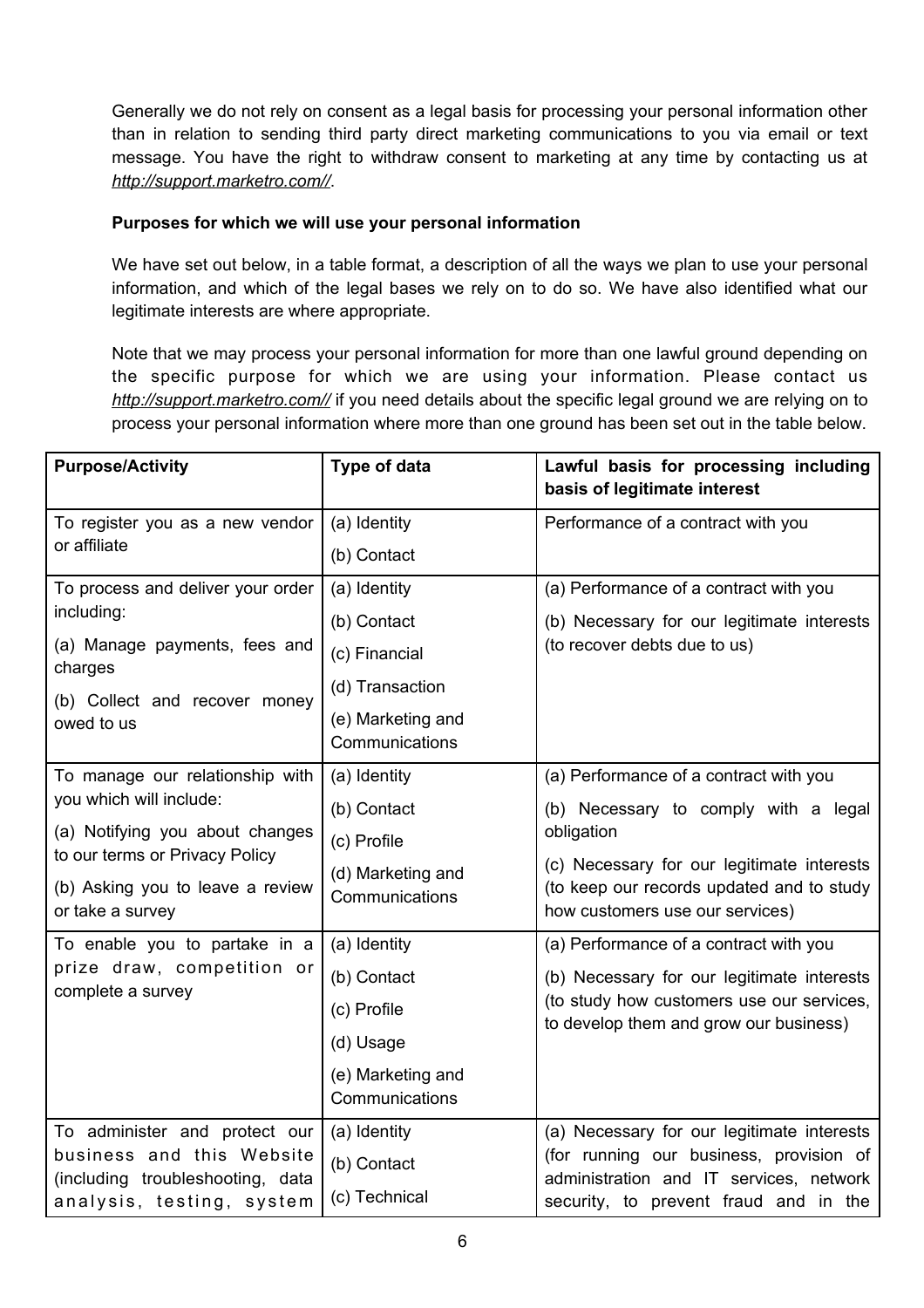Generally we do not rely on consent as a legal basis for processing your personal information other than in relation to sending third party direct marketing communications to you via email or text message. You have the right to withdraw consent to marketing at any time by contacting us at *http://support.marketro.com//*.

**Purposes for which we will use your personal information**

We have set out below, in a table format, a description of all the ways we plan to use your personal information, and which of the legal bases we rely on to do so. We have also identified what our legitimate interests are where appropriate.

Note that we may process your personal information for more than one lawful ground depending on the specific purpose for which we are using your information. Please contact us *http://support.marketro.com//* if you need details about the specific legal ground we are relying on to process your personal information where more than one ground has been set out in the table below.

| **Purpose/Activity** | **Type of data** | **Lawful basis for processing including basis of legitimate interest** |
|---|---|---|
| To register you as a new vendor or affiliate | (a) Identity<br>(b) Contact | Performance of a contract with you |
| To process and deliver your order including:<br>(a) Manage payments, fees and charges<br>(b) Collect and recover money owed to us | (a) Identity<br>(b) Contact<br>(c) Financial<br>(d) Transaction<br>(e) Marketing and Communications | (a) Performance of a contract with you<br>(b) Necessary for our legitimate interests (to recover debts due to us) |
| To manage our relationship with you which will include:<br>(a) Notifying you about changes to our terms or Privacy Policy<br>(b) Asking you to leave a review or take a survey | (a) Identity<br>(b) Contact<br>(c) Profile<br>(d) Marketing and Communications | (a) Performance of a contract with you<br>(b) Necessary to comply with a legal obligation<br>(c) Necessary for our legitimate interests (to keep our records updated and to study how customers use our services) |
| To enable you to partake in a prize draw, competition or complete a survey | (a) Identity<br>(b) Contact<br>(c) Profile<br>(d) Usage<br>(e) Marketing and Communications | (a) Performance of a contract with you<br>(b) Necessary for our legitimate interests (to study how customers use our services, to develop them and grow our business) |
| To administer and protect our business and this Website (including troubleshooting, data analysis, testing, system | (a) Identity<br>(b) Contact<br>(c) Technical | (a) Necessary for our legitimate interests (for running our business, provision of administration and IT services, network security, to prevent fraud and in the |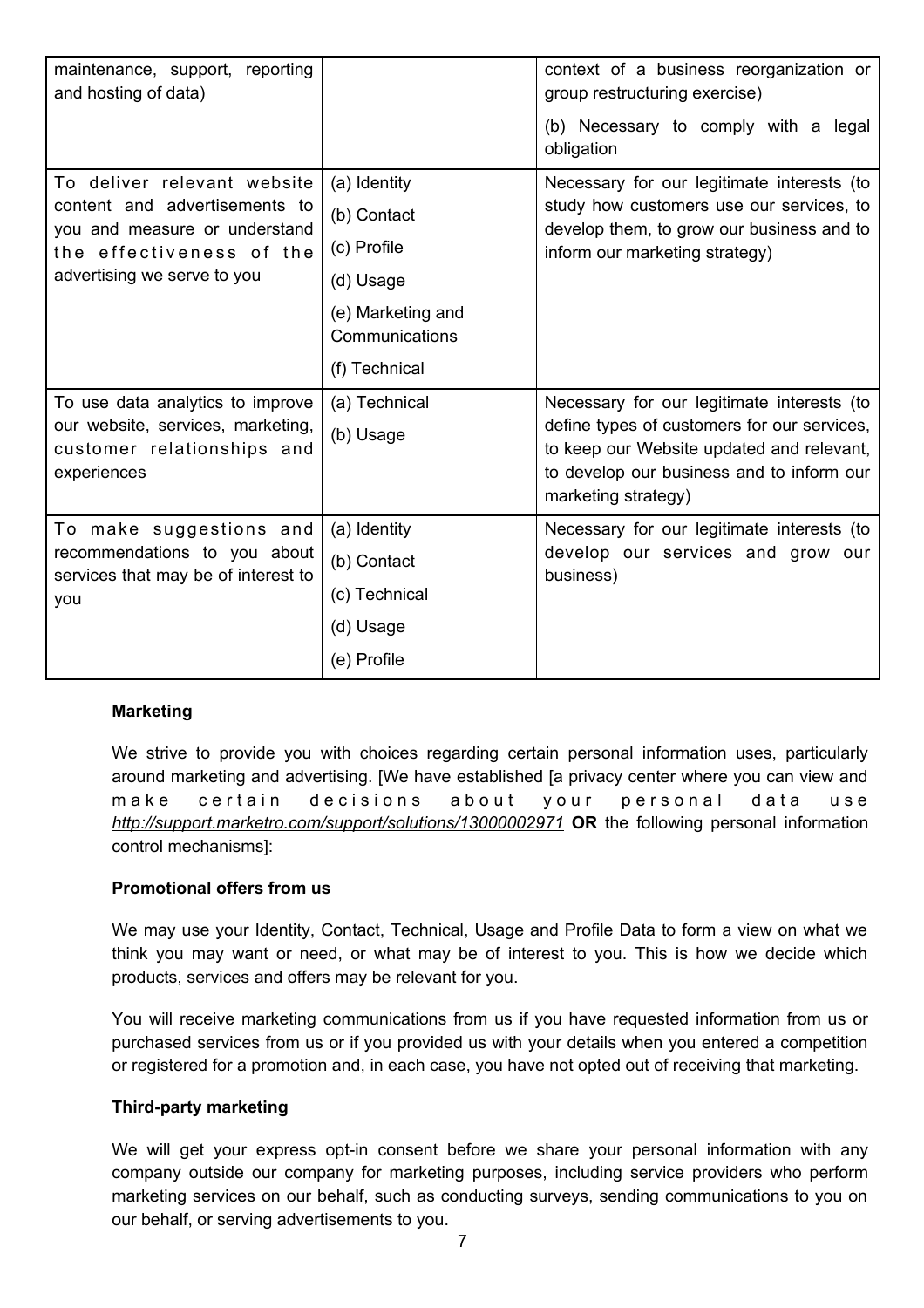| | | |
|---|---|---|
| maintenance, support, reporting and hosting of data) | | context of a business reorganization or group restructuring exercise)<br><br>(b) Necessary to comply with a legal obligation |
| To deliver relevant website content and advertisements to you and measure or understand the effectiveness of the advertising we serve to you | (a) Identity<br>(b) Contact<br>(c) Profile<br>(d) Usage<br>(e) Marketing and Communications<br>(f) Technical | Necessary for our legitimate interests (to study how customers use our services, to develop them, to grow our business and to inform our marketing strategy) |
| To use data analytics to improve our website, services, marketing, customer relationships and experiences | (a) Technical<br>(b) Usage | Necessary for our legitimate interests (to define types of customers for our services, to keep our Website updated and relevant, to develop our business and to inform our marketing strategy) |
| To make suggestions and recommendations to you about services that may be of interest to you | (a) Identity<br>(b) Contact<br>(c) Technical<br>(d) Usage<br>(e) Profile | Necessary for our legitimate interests (to develop our services and grow our business) |

**Marketing**

We strive to provide you with choices regarding certain personal information uses, particularly around marketing and advertising. [We have established [a privacy center where you can view and make certain decisions about your personal data use *http://support.marketro.com/support/solutions/13000002971* **OR** the following personal information control mechanisms]:

**Promotional offers from us**

We may use your Identity, Contact, Technical, Usage and Profile Data to form a view on what we think you may want or need, or what may be of interest to you. This is how we decide which products, services and offers may be relevant for you.

You will receive marketing communications from us if you have requested information from us or purchased services from us or if you provided us with your details when you entered a competition or registered for a promotion and, in each case, you have not opted out of receiving that marketing.

**Third-party marketing**

We will get your express opt-in consent before we share your personal information with any company outside our company for marketing purposes, including service providers who perform marketing services on our behalf, such as conducting surveys, sending communications to you on our behalf, or serving advertisements to you.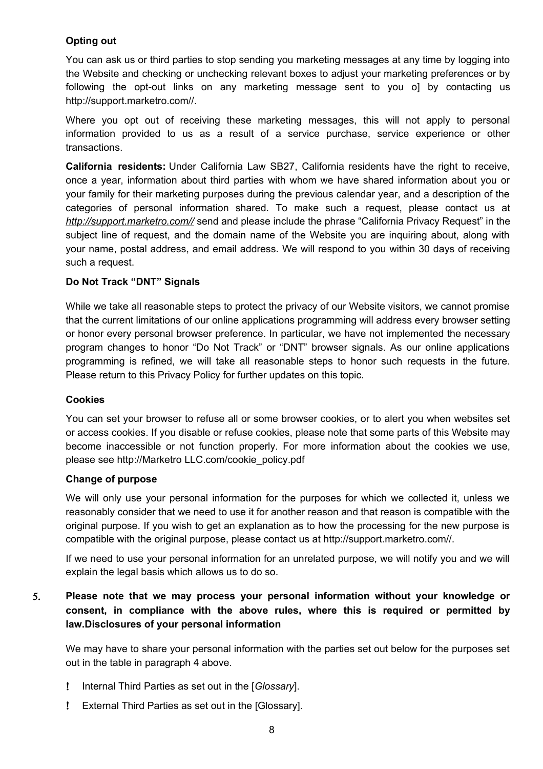**Opting out**

You can ask us or third parties to stop sending you marketing messages at any time by logging into the Website and checking or unchecking relevant boxes to adjust your marketing preferences or by following the opt-out links on any marketing message sent to you o] by contacting us http://support.marketro.com//.

Where you opt out of receiving these marketing messages, this will not apply to personal information provided to us as a result of a service purchase, service experience or other transactions.

**California residents:** Under California Law SB27, California residents have the right to receive, once a year, information about third parties with whom we have shared information about you or your family for their marketing purposes during the previous calendar year, and a description of the categories of personal information shared. To make such a request, please contact us at *http://support.marketro.com//* send and please include the phrase "California Privacy Request" in the subject line of request, and the domain name of the Website you are inquiring about, along with your name, postal address, and email address. We will respond to you within 30 days of receiving such a request.

**Do Not Track "DNT" Signals**

While we take all reasonable steps to protect the privacy of our Website visitors, we cannot promise that the current limitations of our online applications programming will address every browser setting or honor every personal browser preference. In particular, we have not implemented the necessary program changes to honor "Do Not Track" or "DNT" browser signals. As our online applications programming is refined, we will take all reasonable steps to honor such requests in the future. Please return to this Privacy Policy for further updates on this topic.

**Cookies**

You can set your browser to refuse all or some browser cookies, or to alert you when websites set or access cookies. If you disable or refuse cookies, please note that some parts of this Website may become inaccessible or not function properly. For more information about the cookies we use, please see http://Marketro LLC.com/cookie_policy.pdf

**Change of purpose**

We will only use your personal information for the purposes for which we collected it, unless we reasonably consider that we need to use it for another reason and that reason is compatible with the original purpose. If you wish to get an explanation as to how the processing for the new purpose is compatible with the original purpose, please contact us at http://support.marketro.com//.

If we need to use your personal information for an unrelated purpose, we will notify you and we will explain the legal basis which allows us to do so.

5. **Please note that we may process your personal information without your knowledge or consent, in compliance with the above rules, where this is required or permitted by law.Disclosures of your personal information**

We may have to share your personal information with the parties set out below for the purposes set out in the table in paragraph 4 above.

- Internal Third Parties as set out in the [*Glossary*].
- External Third Parties as set out in the [Glossary].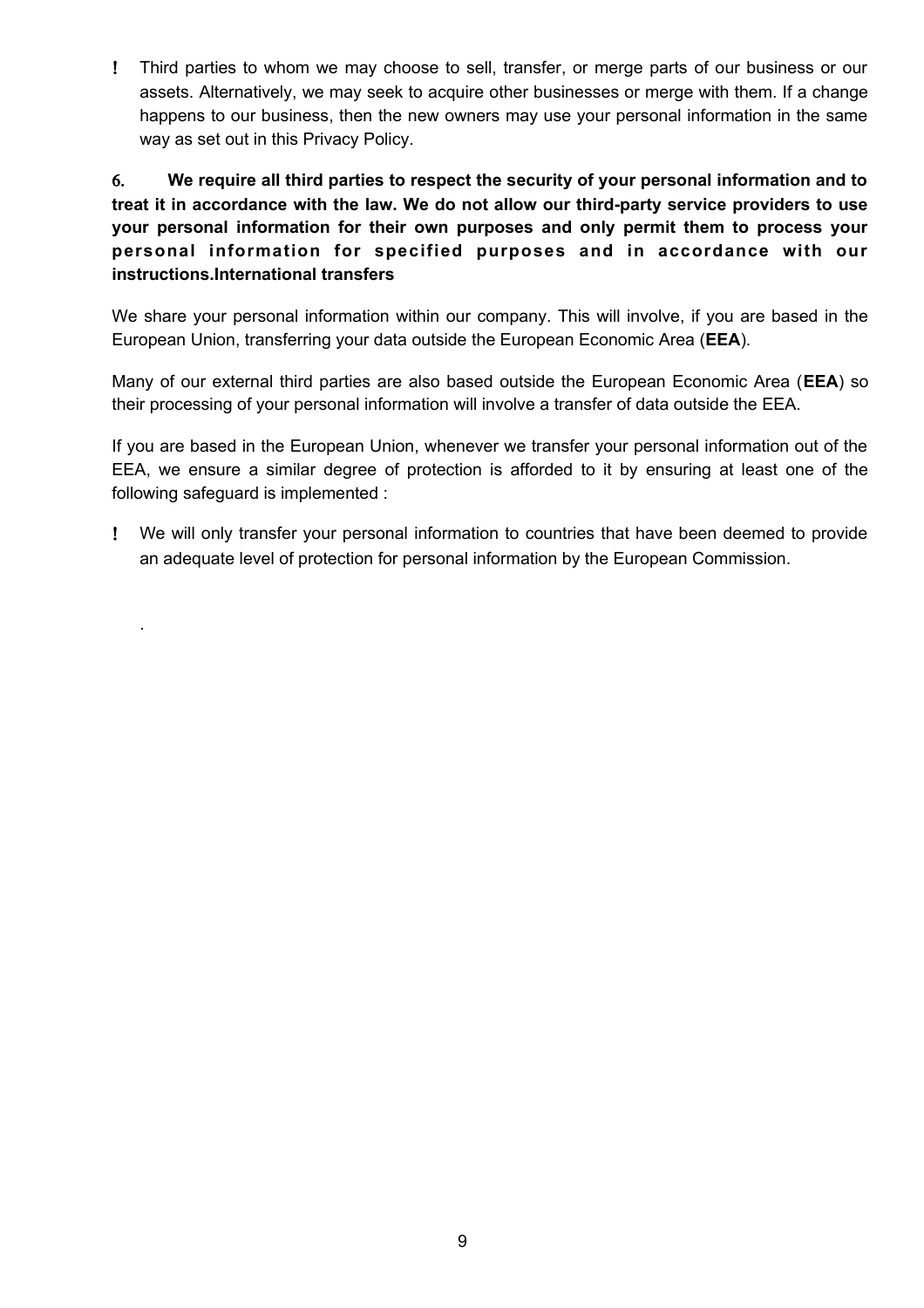- Third parties to whom we may choose to sell, transfer, or merge parts of our business or our assets. Alternatively, we may seek to acquire other businesses or merge with them. If a change happens to our business, then the new owners may use your personal information in the same way as set out in this Privacy Policy.

**6. We require all third parties to respect the security of your personal information and to treat it in accordance with the law. We do not allow our third-party service providers to use your personal information for their own purposes and only permit them to process your personal information for specified purposes and in accordance with our instructions.International transfers**

We share your personal information within our company. This will involve, if you are based in the European Union, transferring your data outside the European Economic Area (**EEA**).

Many of our external third parties are also based outside the European Economic Area (**EEA**) so their processing of your personal information will involve a transfer of data outside the EEA.

If you are based in the European Union, whenever we transfer your personal information out of the EEA, we ensure a similar degree of protection is afforded to it by ensuring at least one of the following safeguard is implemented :

- We will only transfer your personal information to countries that have been deemed to provide an adequate level of protection for personal information by the European Commission.

.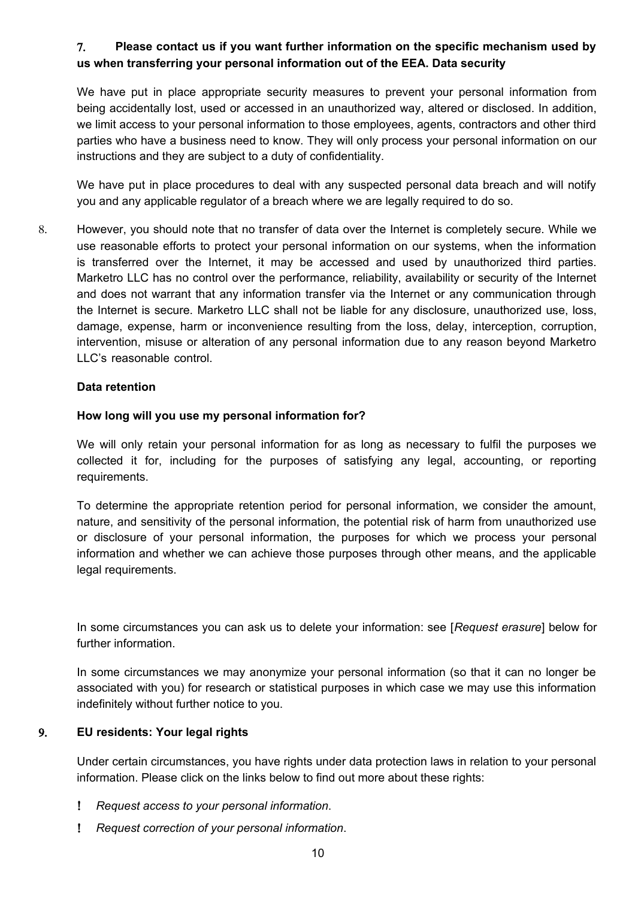## 7. Please contact us if you want further information on the specific mechanism used by us when transferring your personal information out of the EEA. Data security

We have put in place appropriate security measures to prevent your personal information from being accidentally lost, used or accessed in an unauthorized way, altered or disclosed. In addition, we limit access to your personal information to those employees, agents, contractors and other third parties who have a business need to know. They will only process your personal information on our instructions and they are subject to a duty of confidentiality.

We have put in place procedures to deal with any suspected personal data breach and will notify you and any applicable regulator of a breach where we are legally required to do so.

8. However, you should note that no transfer of data over the Internet is completely secure. While we use reasonable efforts to protect your personal information on our systems, when the information is transferred over the Internet, it may be accessed and used by unauthorized third parties. Marketro LLC has no control over the performance, reliability, availability or security of the Internet and does not warrant that any information transfer via the Internet or any communication through the Internet is secure. Marketro LLC shall not be liable for any disclosure, unauthorized use, loss, damage, expense, harm or inconvenience resulting from the loss, delay, interception, corruption, intervention, misuse or alteration of any personal information due to any reason beyond Marketro LLC's reasonable control.

**Data retention**

**How long will you use my personal information for?**

We will only retain your personal information for as long as necessary to fulfil the purposes we collected it for, including for the purposes of satisfying any legal, accounting, or reporting requirements.

To determine the appropriate retention period for personal information, we consider the amount, nature, and sensitivity of the personal information, the potential risk of harm from unauthorized use or disclosure of your personal information, the purposes for which we process your personal information and whether we can achieve those purposes through other means, and the applicable legal requirements.

In some circumstances you can ask us to delete your information: see [*Request erasure*] below for further information.

In some circumstances we may anonymize your personal information (so that it can no longer be associated with you) for research or statistical purposes in which case we may use this information indefinitely without further notice to you.

## 9. EU residents: Your legal rights

Under certain circumstances, you have rights under data protection laws in relation to your personal information. Please click on the links below to find out more about these rights:

- *Request access to your personal information*.
- *Request correction of your personal information*.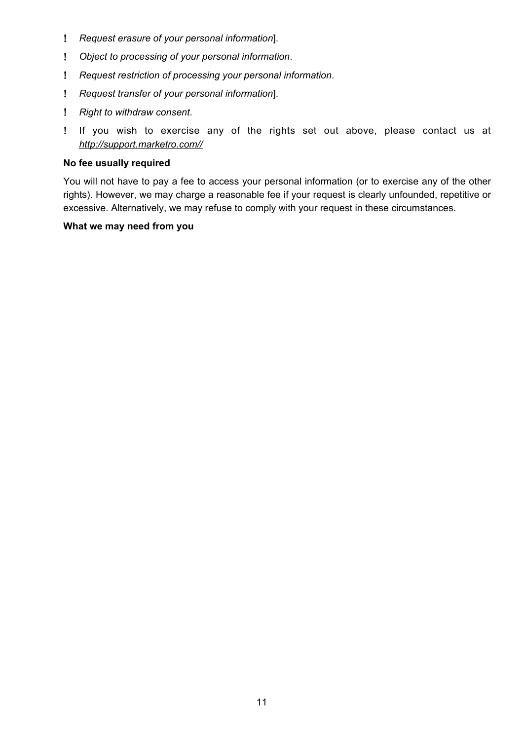- *Request erasure of your personal information*].
- *Object to processing of your personal information*.
- *Request restriction of processing your personal information*.
- *Request transfer of your personal information*].
- *Right to withdraw consent*.
- If you wish to exercise any of the rights set out above, please contact us at *http://support.marketro.com//*

**No fee usually required**

You will not have to pay a fee to access your personal information (or to exercise any of the other rights). However, we may charge a reasonable fee if your request is clearly unfounded, repetitive or excessive. Alternatively, we may refuse to comply with your request in these circumstances.

**What we may need from you**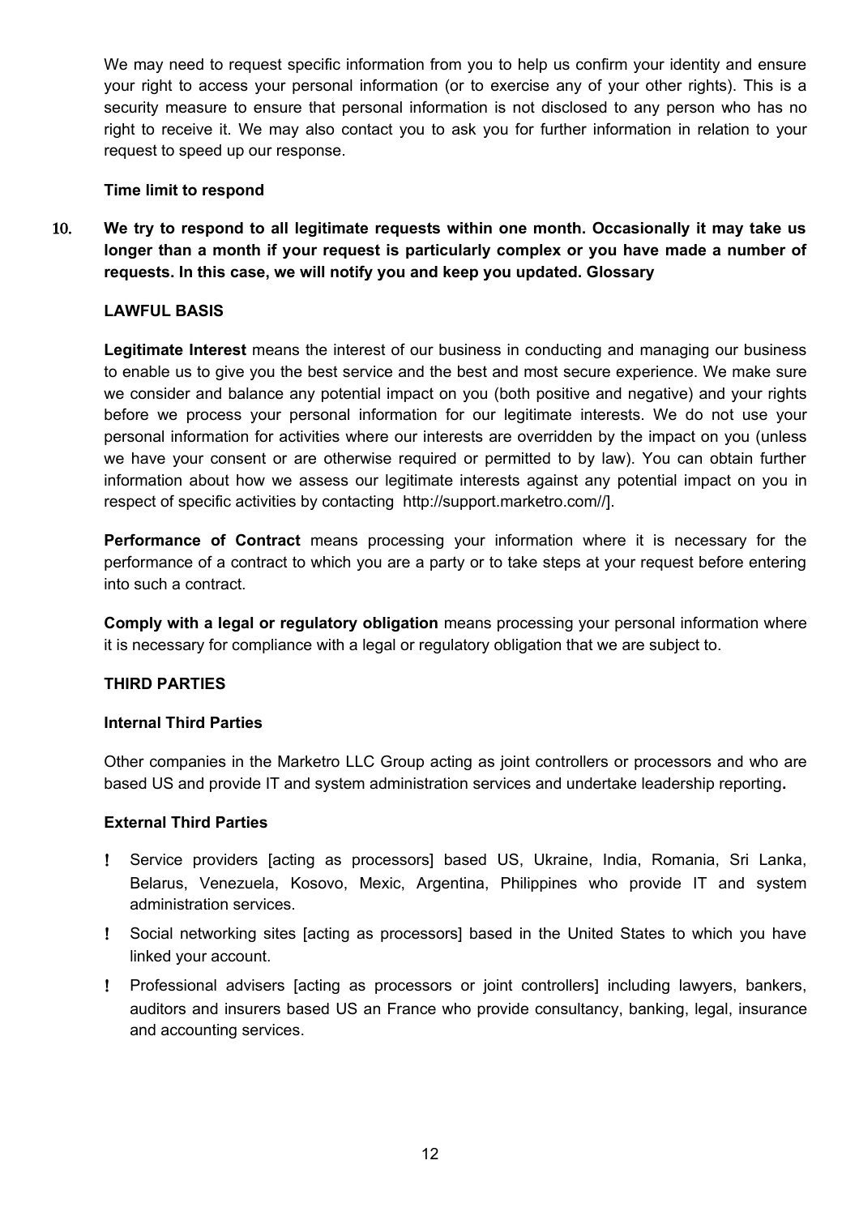We may need to request specific information from you to help us confirm your identity and ensure your right to access your personal information (or to exercise any of your other rights). This is a security measure to ensure that personal information is not disclosed to any person who has no right to receive it. We may also contact you to ask you for further information in relation to your request to speed up our response.

**Time limit to respond**

10. **We try to respond to all legitimate requests within one month. Occasionally it may take us longer than a month if your request is particularly complex or you have made a number of requests. In this case, we will notify you and keep you updated. Glossary**

**LAWFUL BASIS**

**Legitimate Interest** means the interest of our business in conducting and managing our business to enable us to give you the best service and the best and most secure experience. We make sure we consider and balance any potential impact on you (both positive and negative) and your rights before we process your personal information for our legitimate interests. We do not use your personal information for activities where our interests are overridden by the impact on you (unless we have your consent or are otherwise required or permitted to by law). You can obtain further information about how we assess our legitimate interests against any potential impact on you in respect of specific activities by contacting http://support.marketro.com//].

**Performance of Contract** means processing your information where it is necessary for the performance of a contract to which you are a party or to take steps at your request before entering into such a contract.

**Comply with a legal or regulatory obligation** means processing your personal information where it is necessary for compliance with a legal or regulatory obligation that we are subject to.

**THIRD PARTIES**

**Internal Third Parties**

Other companies in the Marketro LLC Group acting as joint controllers or processors and who are based US and provide IT and system administration services and undertake leadership reporting**.**

**External Third Parties**

- Service providers [acting as processors] based US, Ukraine, India, Romania, Sri Lanka, Belarus, Venezuela, Kosovo, Mexic, Argentina, Philippines who provide IT and system administration services.
- Social networking sites [acting as processors] based in the United States to which you have linked your account.
- Professional advisers [acting as processors or joint controllers] including lawyers, bankers, auditors and insurers based US an France who provide consultancy, banking, legal, insurance and accounting services.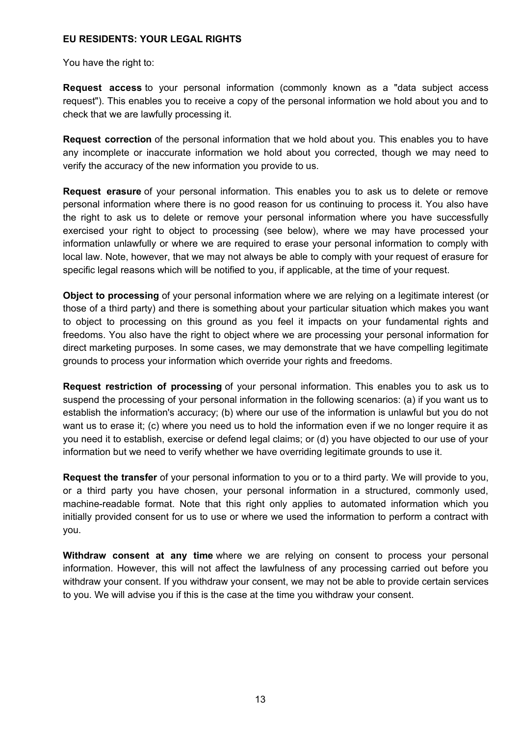**EU RESIDENTS: YOUR LEGAL RIGHTS**

You have the right to:

**Request access** to your personal information (commonly known as a "data subject access request"). This enables you to receive a copy of the personal information we hold about you and to check that we are lawfully processing it.

**Request correction** of the personal information that we hold about you. This enables you to have any incomplete or inaccurate information we hold about you corrected, though we may need to verify the accuracy of the new information you provide to us.

**Request erasure** of your personal information. This enables you to ask us to delete or remove personal information where there is no good reason for us continuing to process it. You also have the right to ask us to delete or remove your personal information where you have successfully exercised your right to object to processing (see below), where we may have processed your information unlawfully or where we are required to erase your personal information to comply with local law. Note, however, that we may not always be able to comply with your request of erasure for specific legal reasons which will be notified to you, if applicable, at the time of your request.

**Object to processing** of your personal information where we are relying on a legitimate interest (or those of a third party) and there is something about your particular situation which makes you want to object to processing on this ground as you feel it impacts on your fundamental rights and freedoms. You also have the right to object where we are processing your personal information for direct marketing purposes. In some cases, we may demonstrate that we have compelling legitimate grounds to process your information which override your rights and freedoms.

**Request restriction of processing** of your personal information. This enables you to ask us to suspend the processing of your personal information in the following scenarios: (a) if you want us to establish the information's accuracy; (b) where our use of the information is unlawful but you do not want us to erase it; (c) where you need us to hold the information even if we no longer require it as you need it to establish, exercise or defend legal claims; or (d) you have objected to our use of your information but we need to verify whether we have overriding legitimate grounds to use it.

**Request the transfer** of your personal information to you or to a third party. We will provide to you, or a third party you have chosen, your personal information in a structured, commonly used, machine-readable format. Note that this right only applies to automated information which you initially provided consent for us to use or where we used the information to perform a contract with you.

**Withdraw consent at any time** where we are relying on consent to process your personal information. However, this will not affect the lawfulness of any processing carried out before you withdraw your consent. If you withdraw your consent, we may not be able to provide certain services to you. We will advise you if this is the case at the time you withdraw your consent.